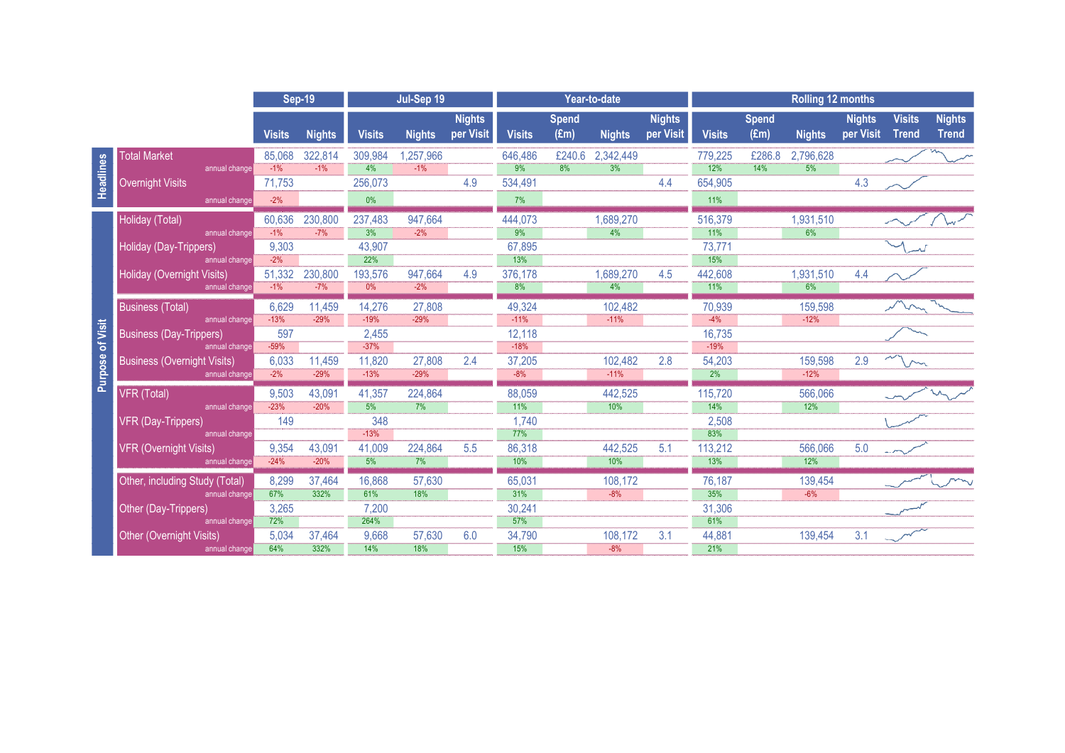| | | Sep-19 | | Jul-Sep 19 | | | Year-to-date | | | | Rolling 12 months | | | | | |
|---|---|---|---|---|---|---|---|---|---|---|---|---|---|---|---|---|
| | | Visits | Nights | Visits | Nights | Nights per Visit | Visits | Spend (£m) | Nights | Nights per Visit | Visits | Spend (£m) | Nights | Nights per Visit | Visits Trend | Nights Trend |
| Headlines | Total Market | 85,068 | 322,814 | 309,984 | 1,257,966 | | 646,486 | £240.6 | 2,342,449 | | 779,225 | £286.8 | 2,796,628 | | | |
| | annual change | -1% | -1% | 4% | -1% | | 9% | 8% | 3% | | 12% | 14% | 5% | | | |
| | Overnight Visits | 71,753 | | 256,073 | | 4.9 | 534,491 | | | 4.4 | 654,905 | | | 4.3 | | |
| | annual change | -2% | | 0% | | | 7% | | | | 11% | | | | | |
| Purpose of Visit | Holiday (Total) | 60,636 | 230,800 | 237,483 | 947,664 | | 444,073 | | 1,689,270 | | 516,379 | | 1,931,510 | | | |
| | annual change | -1% | -7% | 3% | -2% | | 9% | | 4% | | 11% | | 6% | | | |
| | Holiday (Day-Trippers) | 9,303 | | 43,907 | | | 67,895 | | | | 73,771 | | | | | |
| | annual change | -2% | | 22% | | | 13% | | | | 15% | | | | | |
| | Holiday (Overnight Visits) | 51,332 | 230,800 | 193,576 | 947,664 | 4.9 | 376,178 | | 1,689,270 | 4.5 | 442,608 | | 1,931,510 | 4.4 | | |
| | annual change | -1% | -7% | 0% | -2% | | 8% | | 4% | | 11% | | 6% | | | |
| | Business (Total) | 6,629 | 11,459 | 14,276 | 27,808 | | 49,324 | | 102,482 | | 70,939 | | 159,598 | | | |
| | annual change | -13% | -29% | -19% | -29% | | -11% | | -11% | | -4% | | -12% | | | |
| | Business (Day-Trippers) | 597 | | 2,455 | | | 12,118 | | | | 16,735 | | | | | |
| | annual change | -59% | | -37% | | | -18% | | | | -19% | | | | | |
| | Business (Overnight Visits) | 6,033 | 11,459 | 11,820 | 27,808 | 2.4 | 37,205 | | 102,482 | 2.8 | 54,203 | | 159,598 | 2.9 | | |
| | annual change | -2% | -29% | -13% | -29% | | -8% | | -11% | | 2% | | -12% | | | |
| | VFR (Total) | 9,503 | 43,091 | 41,357 | 224,864 | | 88,059 | | 442,525 | | 115,720 | | 566,066 | | | |
| | annual change | -23% | -20% | 5% | 7% | | 11% | | 10% | | 14% | | 12% | | | |
| | VFR (Day-Trippers) | 149 | | 348 | | | 1,740 | | | | 2,508 | | | | | |
| | annual change | | | -13% | | | 77% | | | | 83% | | | | | |
| | VFR (Overnight Visits) | 9,354 | 43,091 | 41,009 | 224,864 | 5.5 | 86,318 | | 442,525 | 5.1 | 113,212 | | 566,066 | 5.0 | | |
| | annual change | -24% | -20% | 5% | 7% | | 10% | | 10% | | 13% | | 12% | | | |
| | Other, including Study (Total) | 8,299 | 37,464 | 16,868 | 57,630 | | 65,031 | | 108,172 | | 76,187 | | 139,454 | | | |
| | annual change | 67% | 332% | 61% | 18% | | 31% | | -8% | | 35% | | -6% | | | |
| | Other (Day-Trippers) | 3,265 | | 7,200 | | | 30,241 | | | | 31,306 | | | | | |
| | annual change | 72% | | 264% | | | 57% | | | | 61% | | | | | |
| | Other (Overnight Visits) | 5,034 | 37,464 | 9,668 | 57,630 | 6.0 | 34,790 | | 108,172 | 3.1 | 44,881 | | 139,454 | 3.1 | | |
| | annual change | 64% | 332% | 14% | 18% | | 15% | | -8% | | 21% | | | | | |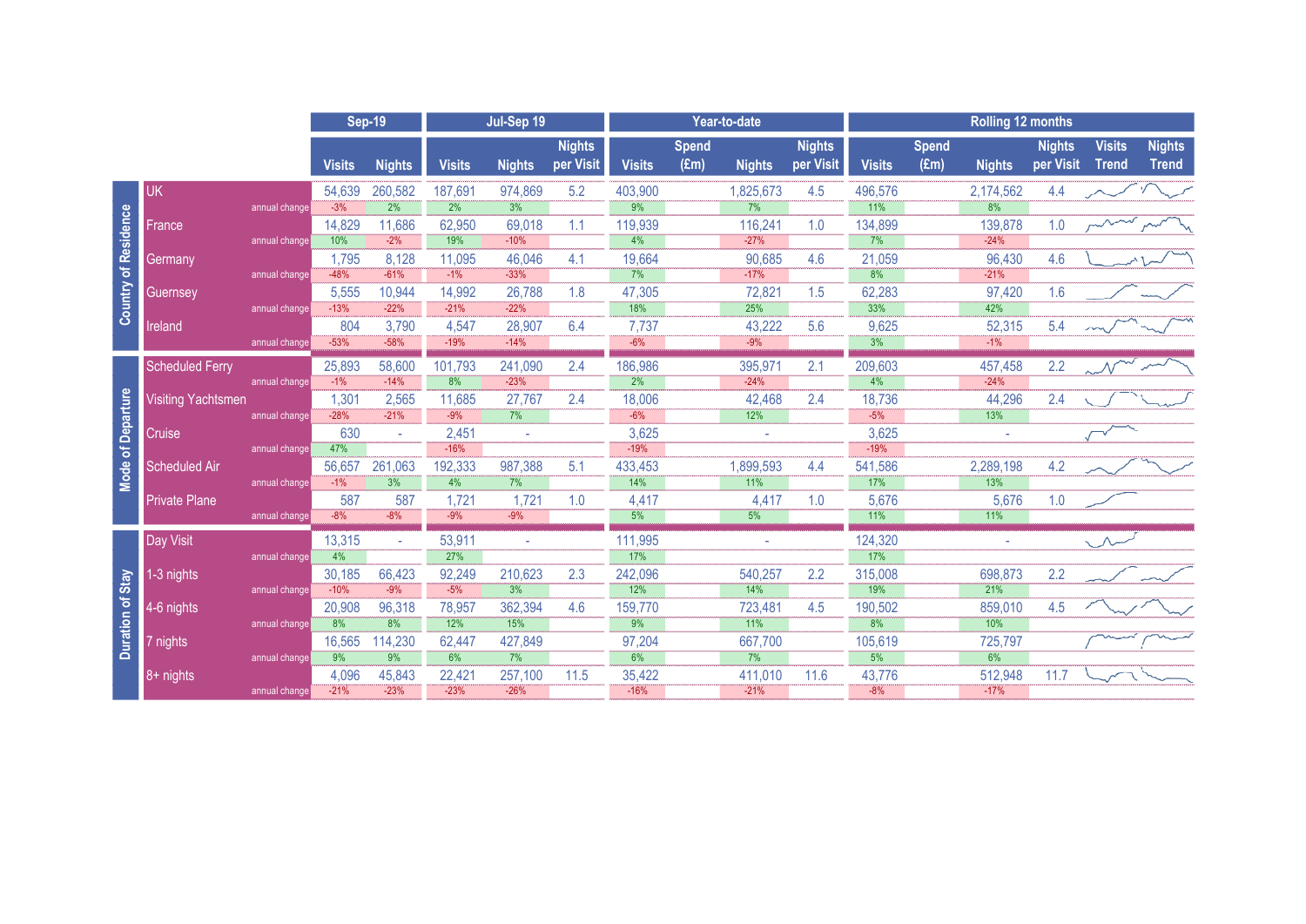| | | | Sep-19 | | Jul-Sep 19 | | | Year-to-date | | | | Rolling 12 months | | | | | |
|---|---|---|---|---|---|---|---|---|---|---|---|---|---|---|---|---|---|
| | | | Visits | Nights | Visits | Nights | Nights per Visit | Visits | Spend (£m) | Nights | Nights per Visit | Visits | Spend (£m) | Nights | Nights per Visit | Visits Trend | Nights Trend |
| Country of Residence | UK | | 54,639 | 260,582 | 187,691 | 974,869 | 5.2 | 403,900 | | 1,825,673 | 4.5 | 496,576 | | 2,174,562 | 4.4 | | |
| | | annual change | -3% | 2% | 2% | 3% | | 9% | | 7% | | 11% | | 8% | | | |
| | France | | 14,829 | 11,686 | 62,950 | 69,018 | 1.1 | 119,939 | | 116,241 | 1.0 | 134,899 | | 139,878 | 1.0 | | |
| | | annual change | 10% | -2% | 19% | -10% | | 4% | | -27% | | 7% | | -24% | | | |
| | Germany | | 1,795 | 8,128 | 11,095 | 46,046 | 4.1 | 19,664 | | 90,685 | 4.6 | 21,059 | | 96,430 | 4.6 | | |
| | | annual change | -48% | -61% | -1% | -33% | | 7% | | -17% | | 8% | | -21% | | | |
| | Guernsey | | 5,555 | 10,944 | 14,992 | 26,788 | 1.8 | 47,305 | | 72,821 | 1.5 | 62,283 | | 97,420 | 1.6 | | |
| | | annual change | -13% | -22% | -21% | -22% | | 18% | | 25% | | 33% | | 42% | | | |
| | Ireland | | 804 | 3,790 | 4,547 | 28,907 | 6.4 | 7,737 | | 43,222 | 5.6 | 9,625 | | 52,315 | 5.4 | | |
| | | annual change | -53% | -58% | -19% | -14% | | -6% | | -9% | | 3% | | -1% | | | |
| Mode of Departure | Scheduled Ferry | | 25,893 | 58,600 | 101,793 | 241,090 | 2.4 | 186,986 | | 395,971 | 2.1 | 209,603 | | 457,458 | 2.2 | | |
| | | annual change | -1% | -14% | 8% | -23% | | 2% | | -24% | | 4% | | -24% | | | |
| | Visiting Yachtsmen | | 1,301 | 2,565 | 11,685 | 27,767 | 2.4 | 18,006 | | 42,468 | 2.4 | 18,736 | | 44,296 | 2.4 | | |
| | | annual change | -28% | -21% | -9% | 7% | | -6% | | 12% | | -5% | | 13% | | | |
| | Cruise | | 630 | - | 2,451 | - | | 3,625 | | - | | 3,625 | | - | | | |
| | | annual change | 47% | | -16% | | | -19% | | | | -19% | | | | | |
| | Scheduled Air | | 56,657 | 261,063 | 192,333 | 987,388 | 5.1 | 433,453 | | 1,899,593 | 4.4 | 541,586 | | 2,289,198 | 4.2 | | |
| | | annual change | -1% | 3% | 4% | 7% | | 14% | | 11% | | 17% | | 13% | | | |
| | Private Plane | | 587 | 587 | 1,721 | 1,721 | 1.0 | 4,417 | | 4,417 | 1.0 | 5,676 | | 5,676 | 1.0 | | |
| | | annual change | -8% | -8% | -9% | -9% | | 5% | | 5% | | 11% | | 11% | | | |
| Duration of Stay | Day Visit | | 13,315 | - | 53,911 | - | | 111,995 | | - | | 124,320 | | - | | | |
| | | annual change | 4% | | 27% | | | 17% | | | | 17% | | | | | |
| | 1-3 nights | | 30,185 | 66,423 | 92,249 | 210,623 | 2.3 | 242,096 | | 540,257 | 2.2 | 315,008 | | 698,873 | 2.2 | | |
| | | annual change | -10% | -9% | -5% | 3% | | 12% | | 14% | | 19% | | 21% | | | |
| | 4-6 nights | | 20,908 | 96,318 | 78,957 | 362,394 | 4.6 | 159,770 | | 723,481 | 4.5 | 190,502 | | 859,010 | 4.5 | | |
| | | annual change | 8% | 8% | 12% | 15% | | 9% | | 11% | | 8% | | 10% | | | |
| | 7 nights | | 16,565 | 114,230 | 62,447 | 427,849 | | 97,204 | | 667,700 | | 105,619 | | 725,797 | | | |
| | | annual change | 9% | 9% | 6% | 7% | | 6% | | 7% | | 5% | | 6% | | | |
| | 8+ nights | | 4,096 | 45,843 | 22,421 | 257,100 | 11.5 | 35,422 | | 411,010 | 11.6 | 43,776 | | 512,948 | 11.7 | | |
| | | annual change | -21% | -23% | -23% | -26% | | -16% | | -21% | | -8% | | -17% | | | |